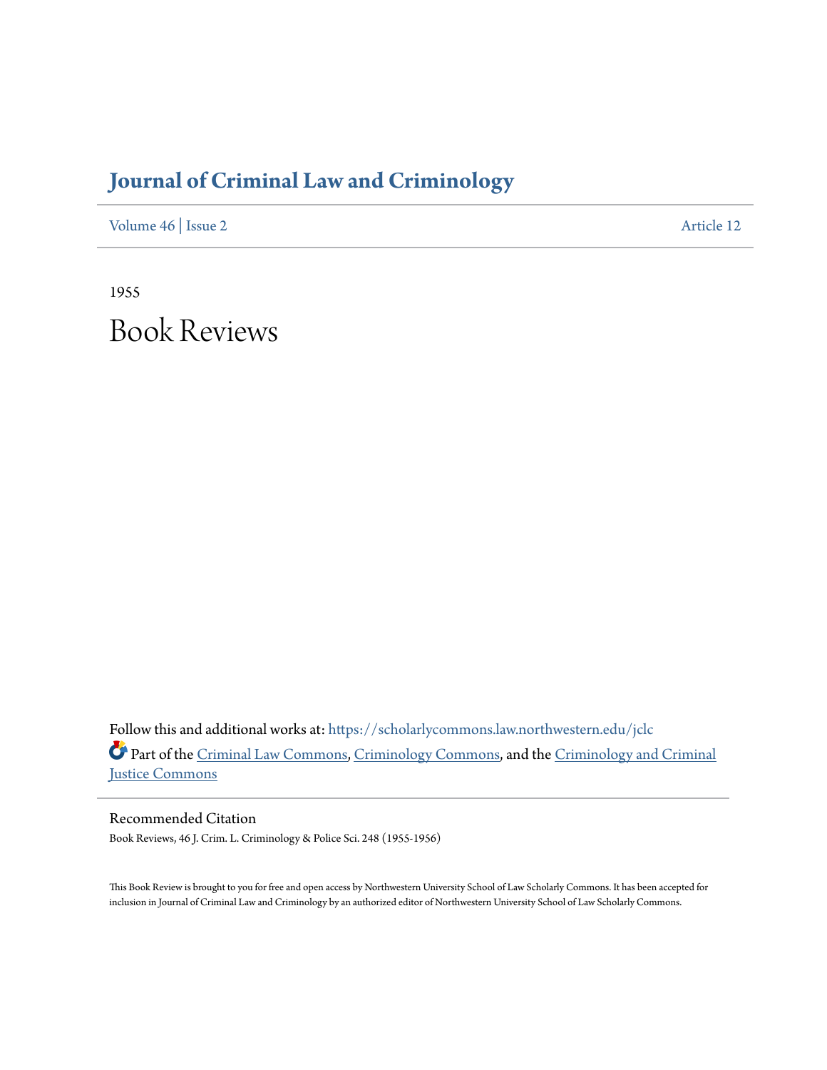# Journal of Criminal Law and Criminology

Volume 46 | Issue 2 Article 12

1955

# Book Reviews

Follow this and additional works at: https://scholarlycommons.law.northwestern.edu/jclc

Part of the Criminal Law Commons, Criminology Commons, and the Criminology and Criminal Justice Commons

## Recommended Citation

Book Reviews, 46 J. Crim. L. Criminology & Police Sci. 248 (1955-1956)

This Book Review is brought to you for free and open access by Northwestern University School of Law Scholarly Commons. It has been accepted for inclusion in Journal of Criminal Law and Criminology by an authorized editor of Northwestern University School of Law Scholarly Commons.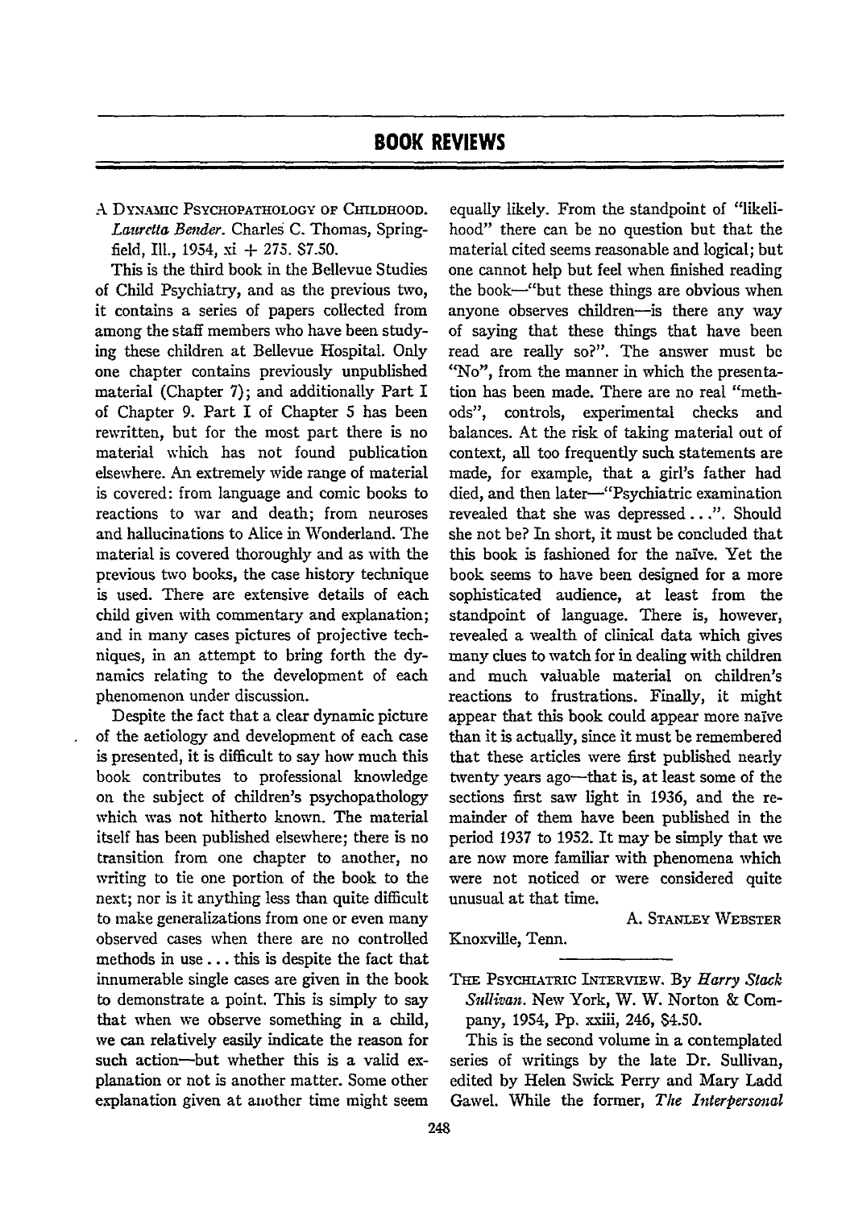## BOOK REVIEWS

A DYNAMIC PSYCHOPATHOLOGY OF CHILDHOOD. *Lauretta Bender.* Charles C. Thomas, Springfield, Ill., 1954, xi + 275. $7.50.

This is the third book in the Bellevue Studies of Child Psychiatry, and as the previous two, it contains a series of papers collected from among the staff members who have been studying these children at Bellevue Hospital. Only one chapter contains previously unpublished material (Chapter 7); and additionally Part I of Chapter 9. Part I of Chapter 5 has been rewritten, but for the most part there is no material which has not found publication elsewhere. An extremely wide range of material is covered: from language and comic books to reactions to war and death; from neuroses and hallucinations to Alice in Wonderland. The material is covered thoroughly and as with the previous two books, the case history technique is used. There are extensive details of each child given with commentary and explanation; and in many cases pictures of projective techniques, in an attempt to bring forth the dynamics relating to the development of each phenomenon under discussion.

Despite the fact that a clear dynamic picture of the aetiology and development of each case is presented, it is difficult to say how much this book contributes to professional knowledge on the subject of children's psychopathology which was not hitherto known. The material itself has been published elsewhere; there is no transition from one chapter to another, no writing to tie one portion of the book to the next; nor is it anything less than quite difficult to make generalizations from one or even many observed cases when there are no controlled methods in use . . . this is despite the fact that innumerable single cases are given in the book to demonstrate a point. This is simply to say that when we observe something in a child, we can relatively easily indicate the reason for such action—but whether this is a valid explanation or not is another matter. Some other explanation given at another time might seem equally likely. From the standpoint of "likelihood" there can be no question but that the material cited seems reasonable and logical; but one cannot help but feel when finished reading the book—"but these things are obvious when anyone observes children—is there any way of saying that these things that have been read are really so?". The answer must be "No", from the manner in which the presentation has been made. There are no real "methods", controls, experimental checks and balances. At the risk of taking material out of context, all too frequently such statements are made, for example, that a girl's father had died, and then later—"Psychiatric examination revealed that she was depressed . . .". Should she not be? In short, it must be concluded that this book is fashioned for the naïve. Yet the book seems to have been designed for a more sophisticated audience, at least from the standpoint of language. There is, however, revealed a wealth of clinical data which gives many clues to watch for in dealing with children and much valuable material on children's reactions to frustrations. Finally, it might appear that this book could appear more naïve than it is actually, since it must be remembered that these articles were first published nearly twenty years ago—that is, at least some of the sections first saw light in 1936, and the remainder of them have been published in the period 1937 to 1952. It may be simply that we are now more familiar with phenomena which were not noticed or were considered quite unusual at that time.

A. STANLEY WEBSTER

Knoxville, Tenn.

---

THE PSYCHIATRIC INTERVIEW. By *Harry Stack Sullivan.* New York, W. W. Norton & Company, 1954, Pp. xxiii, 246, $4.50.

This is the second volume in a contemplated series of writings by the late Dr. Sullivan, edited by Helen Swick Perry and Mary Ladd Gawel. While the former, *The Interpersonal*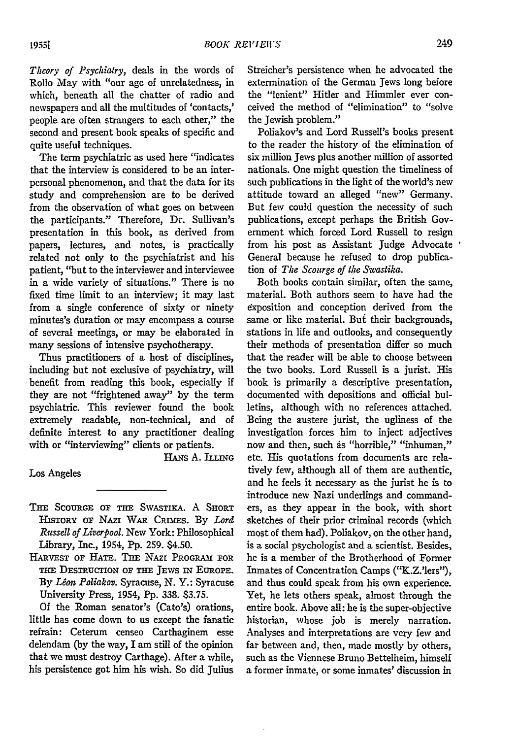*Theory of Psychiatry*, deals in the words of Rollo May with "our age of unrelatedness, in which, beneath all the chatter of radio and newspapers and all the multitudes of 'contacts,' people are often strangers to each other," the second and present book speaks of specific and quite useful techniques.

The term psychiatric as used here "indicates that the interview is considered to be an interpersonal phenomenon, and that the data for its study and comprehension are to be derived from the observation of what goes on between the participants." Therefore, Dr. Sullivan's presentation in this book, as derived from papers, lectures, and notes, is practically related not only to the psychiatrist and his patient, "but to the interviewer and interviewee in a wide variety of situations." There is no fixed time limit to an interview; it may last from a single conference of sixty or ninety minutes's duration or may encompass a course of several meetings, or may be elaborated in many sessions of intensive psychotherapy.

Thus practitioners of a host of disciplines, including but not exclusive of psychiatry, will benefit from reading this book, especially if they are not "frightened away" by the term psychiatric. This reviewer found the book extremely readable, non-technical, and of definite interest to any practitioner dealing with or "interviewing" clients or patients.

HANS A. ILLING

Los Angeles

---

THE SCOURGE OF THE SWASTIKA. A SHORT HISTORY OF NAZI WAR CRIMES. By *Lord Russell of Liverpool*. New York: Philosophical Library, Inc., 1954, Pp. 259. $4.50.

HARVEST OF HATE. THE NAZI PROGRAM FOR THE DESTRUCTION OF THE JEWS IN EUROPE. By *Léon Poliakov*. Syracuse, N. Y.: Syracuse University Press, 1954, Pp. 338. $3.75.

Of the Roman senator's (Cato's) orations, little has come down to us except the fanatic refrain: Ceterum censeo Carthaginem esse delendam (by the way, I am still of the opinion that we must destroy Carthage). After a while, his persistence got him his wish. So did Julius Streicher's persistence when he advocated the extermination of the German Jews long before the "lenient" Hitler and Himmler ever conceived the method of "elimination" to "solve the Jewish problem."

Poliakov's and Lord Russell's books present to the reader the history of the elimination of six million Jews plus another million of assorted nationals. One might question the timeliness of such publications in the light of the world's new attitude toward an alleged "new" Germany. But few could question the necessity of such publications, except perhaps the British Government which forced Lord Russell to resign from his post as Assistant Judge Advocate General because he refused to drop publication of *The Scourge of the Swastika*.

Both books contain similar, often the same, material. Both authors seem to have had the exposition and conception derived from the same or like material. But their backgrounds, stations in life and outlooks, and consequently their methods of presentation differ so much that the reader will be able to choose between the two books. Lord Russell is a jurist. His book is primarily a descriptive presentation, documented with depositions and official bulletins, although with no references attached. Being the austere jurist, the ugliness of the investigation forces him to inject adjectives now and then, such as "horrible," "inhuman," etc. His quotations from documents are relatively few, although all of them are authentic, and he feels it necessary as the jurist he is to introduce new Nazi underlings and commanders, as they appear in the book, with short sketches of their prior criminal records (which most of them had). Poliakov, on the other hand, is a social psychologist and a scientist. Besides, he is a member of the Brotherhood of Former Inmates of Concentration Camps ("K.Z.'lers"), and thus could speak from his own experience. Yet, he lets others speak, almost through the entire book. Above all: he is the super-objective historian, whose job is merely narration. Analyses and interpretations are very few and far between and, then, made mostly by others, such as the Viennese Bruno Bettelheim, himself a former inmate, or some inmates' discussion in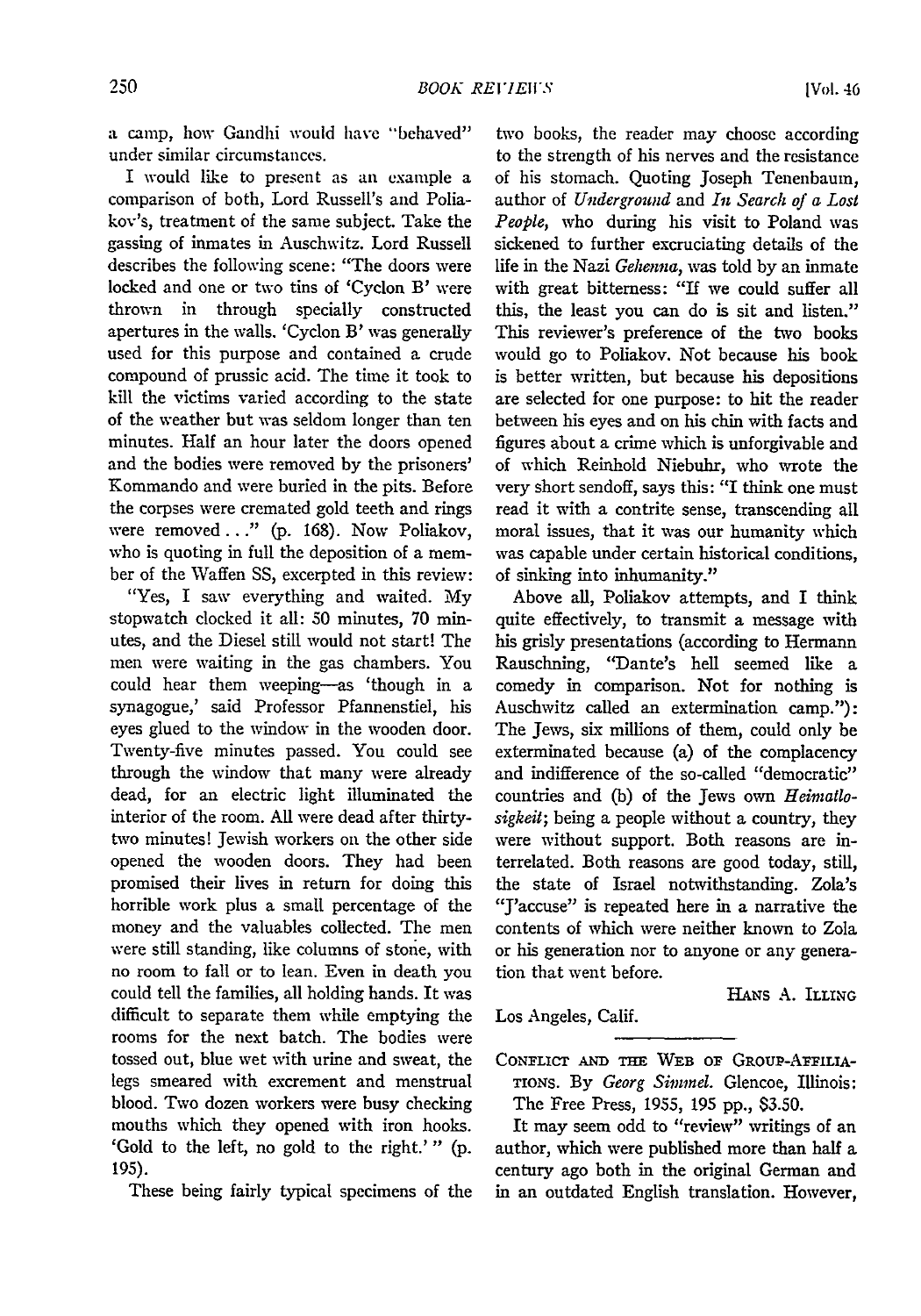a camp, how Gandhi would have "behaved" under similar circumstances.

I would like to present as an example a comparison of both, Lord Russell's and Poliakov's, treatment of the same subject. Take the gassing of inmates in Auschwitz. Lord Russell describes the following scene: "The doors were locked and one or two tins of 'Cyclon B' were thrown in through specially constructed apertures in the walls. 'Cyclon B' was generally used for this purpose and contained a crude compound of prussic acid. The time it took to kill the victims varied according to the state of the weather but was seldom longer than ten minutes. Half an hour later the doors opened and the bodies were removed by the prisoners' Kommando and were buried in the pits. Before the corpses were cremated gold teeth and rings were removed . . ." (p. 168). Now Poliakov, who is quoting in full the deposition of a member of the Waffen SS, excerpted in this review:

"Yes, I saw everything and waited. My stopwatch clocked it all: 50 minutes, 70 minutes, and the Diesel still would not start! The men were waiting in the gas chambers. You could hear them weeping—as 'though in a synagogue,' said Professor Pfannenstiel, his eyes glued to the window in the wooden door. Twenty-five minutes passed. You could see through the window that many were already dead, for an electric light illuminated the interior of the room. All were dead after thirty-two minutes! Jewish workers on the other side opened the wooden doors. They had been promised their lives in return for doing this horrible work plus a small percentage of the money and the valuables collected. The men were still standing, like columns of stone, with no room to fall or to lean. Even in death you could tell the families, all holding hands. It was difficult to separate them while emptying the rooms for the next batch. The bodies were tossed out, blue wet with urine and sweat, the legs smeared with excrement and menstrual blood. Two dozen workers were busy checking mouths which they opened with iron hooks. 'Gold to the left, no gold to the right.' " (p. 195).

These being fairly typical specimens of the two books, the reader may choose according to the strength of his nerves and the resistance of his stomach. Quoting Joseph Tenenbaum, author of *Underground* and *In Search of a Lost People*, who during his visit to Poland was sickened to further excruciating details of the life in the Nazi *Gehenna*, was told by an inmate with great bitterness: "If we could suffer all this, the least you can do is sit and listen." This reviewer's preference of the two books would go to Poliakov. Not because his book is better written, but because his depositions are selected for one purpose: to hit the reader between his eyes and on his chin with facts and figures about a crime which is unforgivable and of which Reinhold Niebuhr, who wrote the very short sendoff, says this: "I think one must read it with a contrite sense, transcending all moral issues, that it was our humanity which was capable under certain historical conditions, of sinking into inhumanity."

Above all, Poliakov attempts, and I think quite effectively, to transmit a message with his grisly presentations (according to Hermann Rauschning, "Dante's hell seemed like a comedy in comparison. Not for nothing is Auschwitz called an extermination camp."): The Jews, six millions of them, could only be exterminated because (a) of the complacency and indifference of the so-called "democratic" countries and (b) of the Jews own *Heimatlosigkeit*; being a people without a country, they were without support. Both reasons are interrelated. Both reasons are good today, still, the state of Israel notwithstanding. Zola's "J'accuse" is repeated here in a narrative the contents of which were neither known to Zola or his generation nor to anyone or any generation that went before.

HANS A. ILLING

Los Angeles, Calif.

---

CONFLICT AND THE WEB OF GROUP-AFFILIATIONS. By *Georg Simmel*. Glencoe, Illinois: The Free Press, 1955, 195 pp., $3.50.

It may seem odd to "review" writings of an author, which were published more than half a century ago both in the original German and in an outdated English translation. However,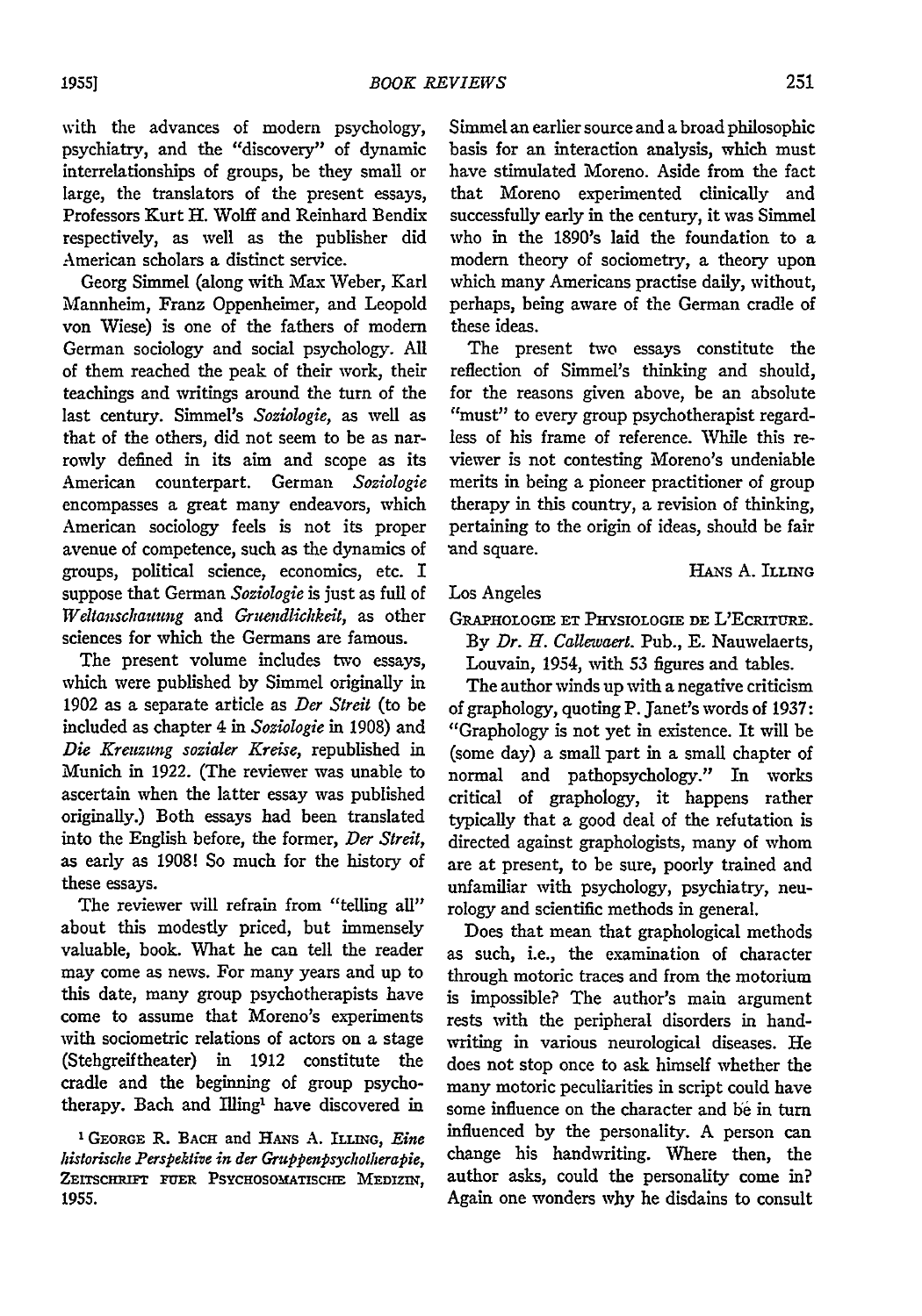with the advances of modern psychology, psychiatry, and the "discovery" of dynamic interrelationships of groups, be they small or large, the translators of the present essays, Professors Kurt H. Wolff and Reinhard Bendix respectively, as well as the publisher did American scholars a distinct service.

Georg Simmel (along with Max Weber, Karl Mannheim, Franz Oppenheimer, and Leopold von Wiese) is one of the fathers of modern German sociology and social psychology. All of them reached the peak of their work, their teachings and writings around the turn of the last century. Simmel's *Soziologie*, as well as that of the others, did not seem to be as narrowly defined in its aim and scope as its American counterpart. German *Soziologie* encompasses a great many endeavors, which American sociology feels is not its proper avenue of competence, such as the dynamics of groups, political science, economics, etc. I suppose that German *Soziologie* is just as full of *Weltanschauung* and *Gruendlichkeit*, as other sciences for which the Germans are famous.

The present volume includes two essays, which were published by Simmel originally in 1902 as a separate article as *Der Streit* (to be included as chapter 4 in *Soziologie* in 1908) and *Die Kreuzung sozialer Kreise*, republished in Munich in 1922. (The reviewer was unable to ascertain when the latter essay was published originally.) Both essays had been translated into the English before, the former, *Der Streit*, as early as 1908! So much for the history of these essays.

The reviewer will refrain from "telling all" about this modestly priced, but immensely valuable, book. What he can tell the reader may come as news. For many years and up to this date, many group psychotherapists have come to assume that Moreno's experiments with sociometric relations of actors on a stage (Stehgreiftheater) in 1912 constitute the cradle and the beginning of group psychotherapy. Bach and Illing[1] have discovered in Simmel an earlier source and a broad philosophic basis for an interaction analysis, which must have stimulated Moreno. Aside from the fact that Moreno experimented clinically and successfully early in the century, it was Simmel who in the 1890's laid the foundation to a modern theory of sociometry, a theory upon which many Americans practise daily, without, perhaps, being aware of the German cradle of these ideas.

The present two essays constitute the reflection of Simmel's thinking and should, for the reasons given above, be an absolute "must" to every group psychotherapist regardless of his frame of reference. While this reviewer is not contesting Moreno's undeniable merits in being a pioneer practitioner of group therapy in this country, a revision of thinking, pertaining to the origin of ideas, should be fair and square.

HANS A. ILLING

Los Angeles

[1] GEORGE R. BACH and HANS A. ILLING, *Eine historische Perspektive in der Gruppenpsychotherapie*, ZEITSCHRIFT FUER PSYCHOSOMATISCHE MEDIZIN, 1955.

GRAPHOLOGIE ET PHYSIOLOGIE DE L'ECRITURE. By *Dr. H. Callewaert*. Pub., E. Nauwelaerts, Louvain, 1954, with 53 figures and tables.

The author winds up with a negative criticism of graphology, quoting P. Janet's words of 1937: "Graphology is not yet in existence. It will be (some day) a small part in a small chapter of normal and pathopsychology." In works critical of graphology, it happens rather typically that a good deal of the refutation is directed against graphologists, many of whom are at present, to be sure, poorly trained and unfamiliar with psychology, psychiatry, neurology and scientific methods in general.

Does that mean that graphological methods as such, i.e., the examination of character through motoric traces and from the motorium is impossible? The author's main argument rests with the peripheral disorders in handwriting in various neurological diseases. He does not stop once to ask himself whether the many motoric peculiarities in script could have some influence on the character and be in turn influenced by the personality. A person can change his handwriting. Where then, the author asks, could the personality come in? Again one wonders why he disdains to consult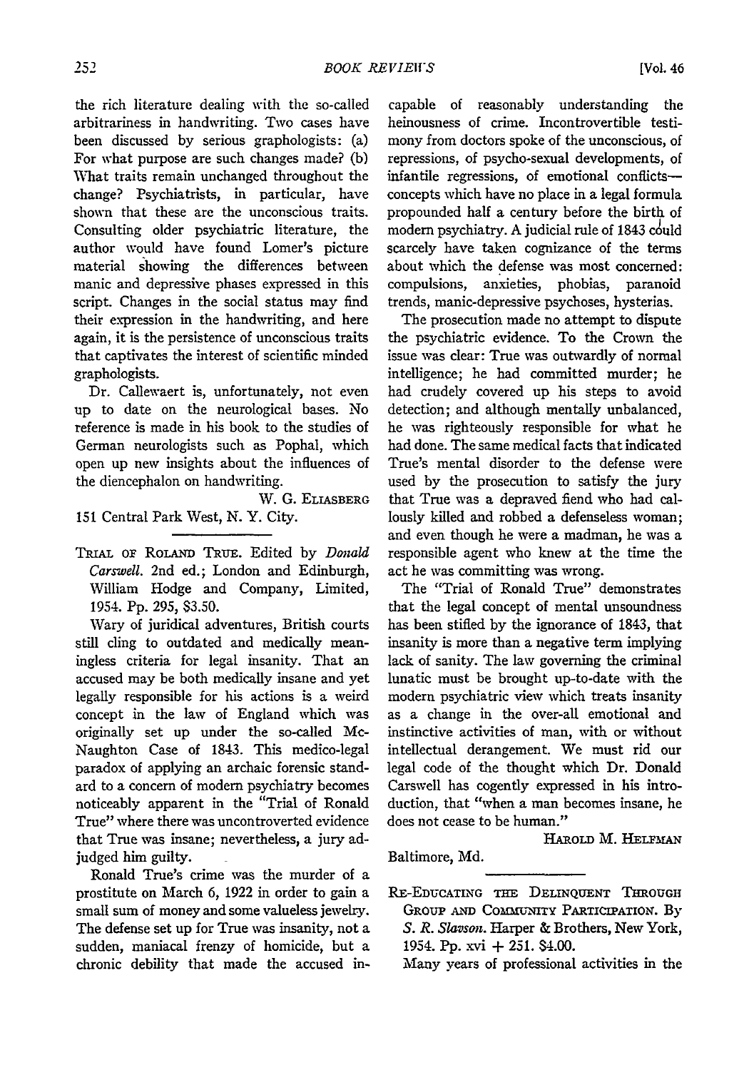the rich literature dealing with the so-called arbitrariness in handwriting. Two cases have been discussed by serious graphologists: (a) For what purpose are such changes made? (b) What traits remain unchanged throughout the change? Psychiatrists, in particular, have shown that these are the unconscious traits. Consulting older psychiatric literature, the author would have found Lomer's picture material showing the differences between manic and depressive phases expressed in this script. Changes in the social status may find their expression in the handwriting, and here again, it is the persistence of unconscious traits that captivates the interest of scientific minded graphologists.

Dr. Callewaert is, unfortunately, not even up to date on the neurological bases. No reference is made in his book to the studies of German neurologists such as Pophal, which open up new insights about the influences of the diencephalon on handwriting.

W. G. Eliasberg
151 Central Park West, N. Y. City.

---

Trial of Roland True. Edited by *Donald Carswell*. 2nd ed.; London and Edinburgh, William Hodge and Company, Limited, 1954. Pp. 295, $3.50.

Wary of juridical adventures, British courts still cling to outdated and medically meaningless criteria for legal insanity. That an accused may be both medically insane and yet legally responsible for his actions is a weird concept in the law of England which was originally set up under the so-called McNaughton Case of 1843. This medico-legal paradox of applying an archaic forensic standard to a concern of modern psychiatry becomes noticeably apparent in the "Trial of Ronald True" where there was uncontroverted evidence that True was insane; nevertheless, a jury adjudged him guilty.

Ronald True's crime was the murder of a prostitute on March 6, 1922 in order to gain a small sum of money and some valueless jewelry. The defense set up for True was insanity, not a sudden, maniacal frenzy of homicide, but a chronic debility that made the accused incapable of reasonably understanding the heinousness of crime. Incontrovertible testimony from doctors spoke of the unconscious, of repressions, of psycho-sexual developments, of infantile regressions, of emotional conflicts—concepts which have no place in a legal formula propounded half a century before the birth of modern psychiatry. A judicial rule of 1843 could scarcely have taken cognizance of the terms about which the defense was most concerned: compulsions, anxieties, phobias, paranoid trends, manic-depressive psychoses, hysterias.

The prosecution made no attempt to dispute the psychiatric evidence. To the Crown the issue was clear: True was outwardly of normal intelligence; he had committed murder; he had crudely covered up his steps to avoid detection; and although mentally unbalanced, he was righteously responsible for what he had done. The same medical facts that indicated True's mental disorder to the defense were used by the prosecution to satisfy the jury that True was a depraved fiend who had callously killed and robbed a defenseless woman; and even though he were a madman, he was a responsible agent who knew at the time the act he was committing was wrong.

The "Trial of Ronald True" demonstrates that the legal concept of mental unsoundness has been stifled by the ignorance of 1843, that insanity is more than a negative term implying lack of sanity. The law governing the criminal lunatic must be brought up-to-date with the modern psychiatric view which treats insanity as a change in the over-all emotional and instinctive activities of man, with or without intellectual derangement. We must rid our legal code of the thought which Dr. Donald Carswell has cogently expressed in his introduction, that "when a man becomes insane, he does not cease to be human."

Harold M. Helfman
Baltimore, Md.

---

Re-Educating the Delinquent Through Group and Community Participation. By *S. R. Slavson*. Harper & Brothers, New York, 1954. Pp. xvi + 251. $4.00.

Many years of professional activities in the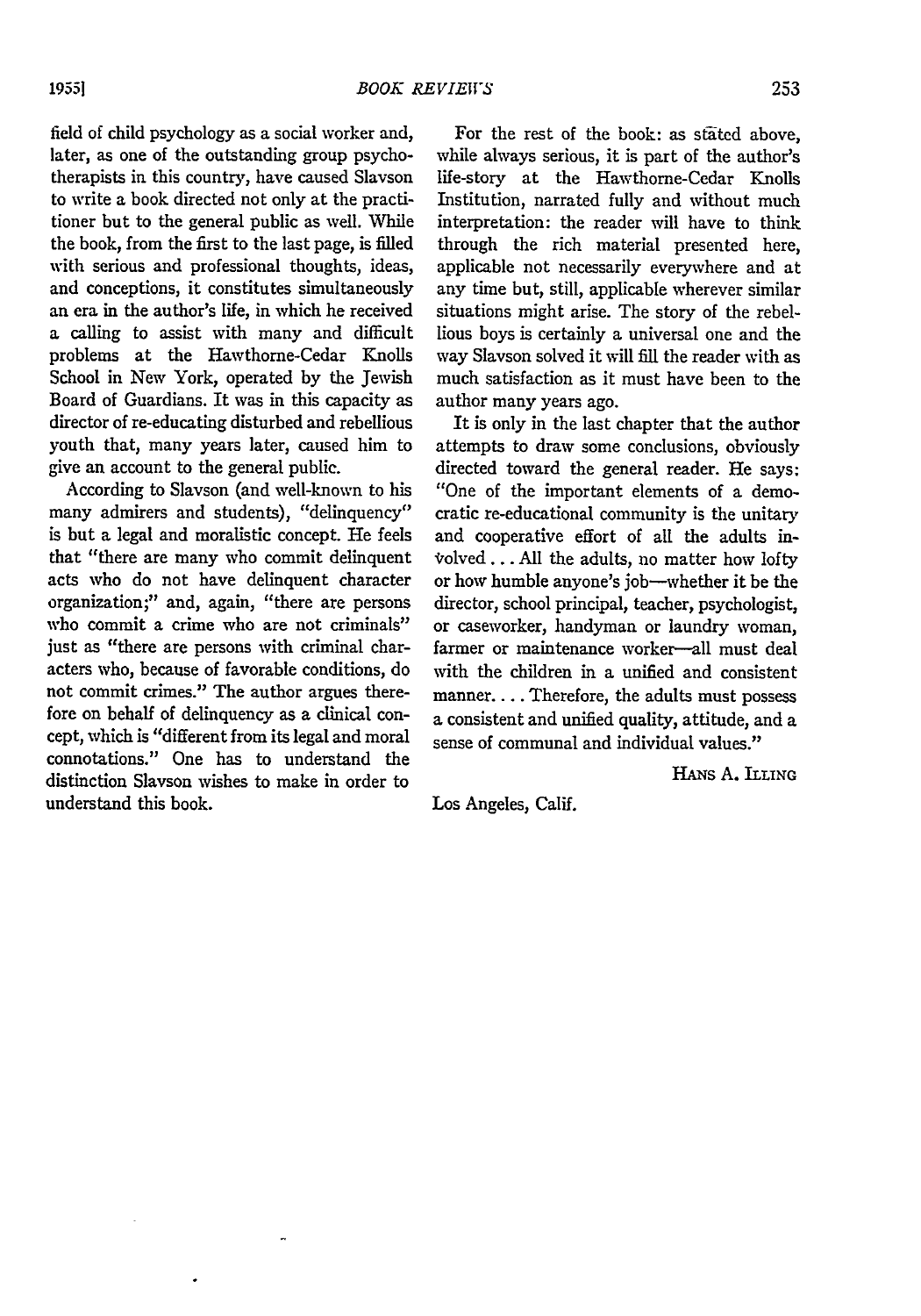field of child psychology as a social worker and, later, as one of the outstanding group psychotherapists in this country, have caused Slavson to write a book directed not only at the practitioner but to the general public as well. While the book, from the first to the last page, is filled with serious and professional thoughts, ideas, and conceptions, it constitutes simultaneously an era in the author's life, in which he received a calling to assist with many and difficult problems at the Hawthorne-Cedar Knolls School in New York, operated by the Jewish Board of Guardians. It was in this capacity as director of re-educating disturbed and rebellious youth that, many years later, caused him to give an account to the general public.

According to Slavson (and well-known to his many admirers and students), "delinquency" is but a legal and moralistic concept. He feels that "there are many who commit delinquent acts who do not have delinquent character organization;" and, again, "there are persons who commit a crime who are not criminals" just as "there are persons with criminal characters who, because of favorable conditions, do not commit crimes." The author argues therefore on behalf of delinquency as a clinical concept, which is "different from its legal and moral connotations." One has to understand the distinction Slavson wishes to make in order to understand this book.

For the rest of the book: as stated above, while always serious, it is part of the author's life-story at the Hawthorne-Cedar Knolls Institution, narrated fully and without much interpretation: the reader will have to think through the rich material presented here, applicable not necessarily everywhere and at any time but, still, applicable wherever similar situations might arise. The story of the rebellious boys is certainly a universal one and the way Slavson solved it will fill the reader with as much satisfaction as it must have been to the author many years ago.

It is only in the last chapter that the author attempts to draw some conclusions, obviously directed toward the general reader. He says: "One of the important elements of a democratic re-educational community is the unitary and cooperative effort of all the adults involved ... All the adults, no matter how lofty or how humble anyone's job—whether it be the director, school principal, teacher, psychologist, or caseworker, handyman or laundry woman, farmer or maintenance worker—all must deal with the children in a unified and consistent manner. ... Therefore, the adults must possess a consistent and unified quality, attitude, and a sense of communal and individual values."

Hans A. Illing

Los Angeles, Calif.